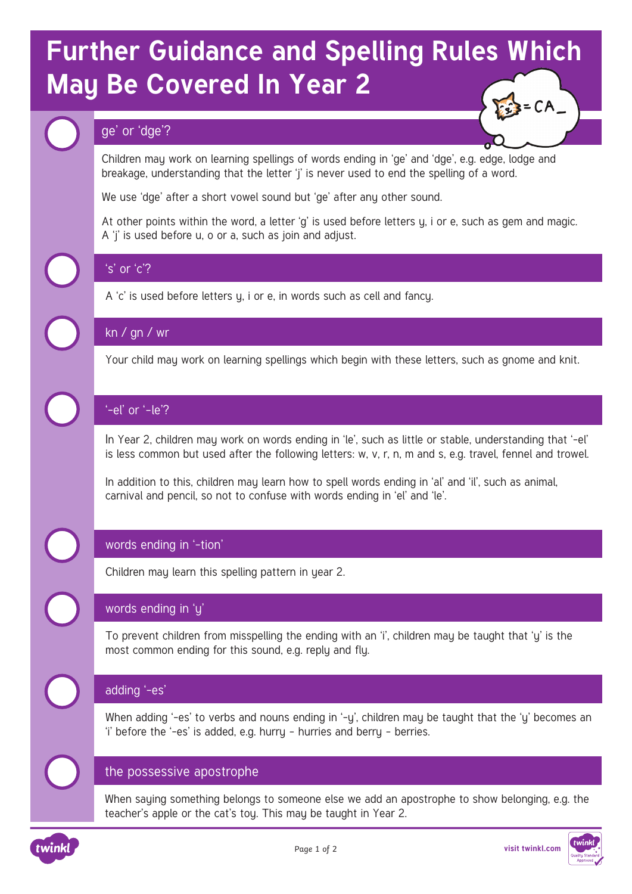# Further Guidance and Spelling Rules Which May Be Covered In Year 2

## ge' or 'dge'?

Children may work on learning spellings of words ending in 'ge' and 'dge', e.g. edge, lodge and breakage, understanding that the letter 'j' is never used to end the spelling of a word.

We use 'dge' after a short vowel sound but 'ge' after any other sound.

At other points within the word, a letter 'g' is used before letters y, i or e, such as gem and magic. A 'j' is used before u, o or a, such as join and adjust.

## 's' or 'c'?

A 'c' is used before letters y, i or e, in words such as cell and fancy.

## kn / gn / wr

Your child may work on learning spellings which begin with these letters, such as gnome and knit.

## '-el' or '-le'?

In Year 2, children may work on words ending in 'le', such as little or stable, understanding that '-el' is less common but used after the following letters: w, v, r, n, m and s, e.g. travel, fennel and trowel.

In addition to this, children may learn how to spell words ending in 'al' and 'il', such as animal, carnival and pencil, so not to confuse with words ending in 'el' and 'le'.

## words ending in '-tion'

Children may learn this spelling pattern in year 2.

## words ending in 'y'

To prevent children from misspelling the ending with an 'i', children may be taught that 'y' is the most common ending for this sound, e.g. reply and fly.

## adding '-es'

When adding '-es' to verbs and nouns ending in '-y', children may be taught that the 'y' becomes an 'i' before the '-es' is added, e.g. hurry - hurries and berry - berries.

## the possessive apostrophe

When saying something belongs to someone else we add an apostrophe to show belonging, e.g. the teacher's apple or the cat's toy. This may be taught in Year 2.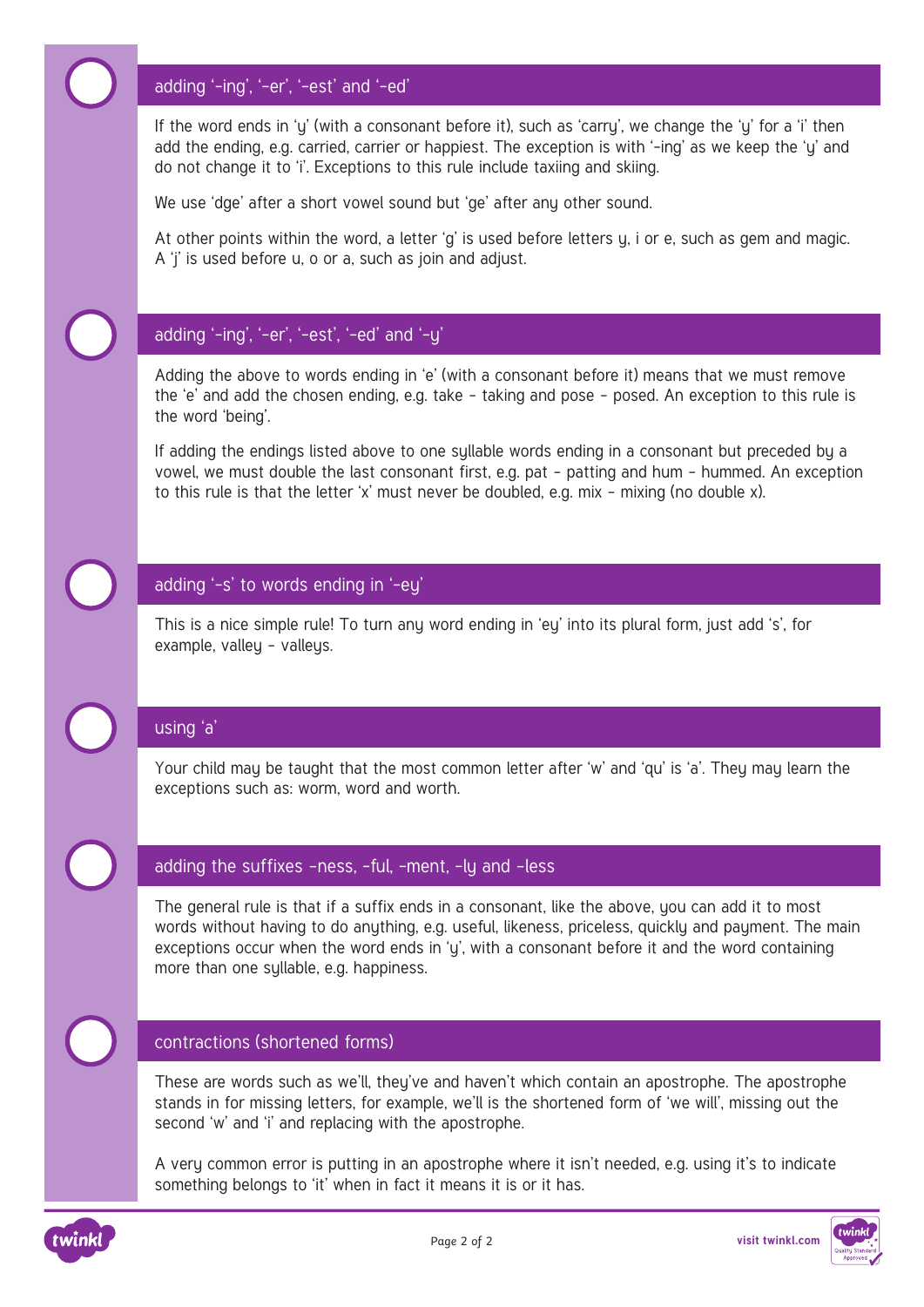## adding '-ing', '-er', '-est' and '-ed'

If the word ends in 'y' (with a consonant before it), such as 'carry', we change the 'y' for a 'i' then add the ending, e.g. carried, carrier or happiest. The exception is with '-ing' as we keep the 'y' and do not change it to 'i'. Exceptions to this rule include taxiing and skiing.

We use 'dge' after a short vowel sound but 'ge' after any other sound.

At other points within the word, a letter 'g' is used before letters y, i or e, such as gem and magic. A 'j' is used before u, o or a, such as join and adjust.

## adding '-ing', '-er', '-est', '-ed' and '-y'

Adding the above to words ending in 'e' (with a consonant before it) means that we must remove the 'e' and add the chosen ending, e.g. take – taking and pose – posed. An exception to this rule is the word 'being'.

If adding the endings listed above to one syllable words ending in a consonant but preceded by a vowel, we must double the last consonant first, e.g. pat – patting and hum – hummed. An exception to this rule is that the letter 'x' must never be doubled, e.g. mix – mixing (no double x).

## adding '-s' to words ending in '-ey'

This is a nice simple rule! To turn any word ending in 'ey' into its plural form, just add 's', for example, valley – valleys.

## using 'a'

Your child may be taught that the most common letter after 'w' and 'qu' is 'a'. They may learn the exceptions such as: worm, word and worth.

## adding the suffixes -ness, -ful, -ment, -ly and -less

The general rule is that if a suffix ends in a consonant, like the above, you can add it to most words without having to do anything, e.g. useful, likeness, priceless, quickly and payment. The main exceptions occur when the word ends in 'y', with a consonant before it and the word containing more than one syllable, e.g. happiness.

## contractions (shortened forms)

These are words such as we'll, they've and haven't which contain an apostrophe. The apostrophe stands in for missing letters, for example, we'll is the shortened form of 'we will', missing out the second 'w' and 'i' and replacing with the apostrophe.

A very common error is putting in an apostrophe where it isn't needed, e.g. using it's to indicate something belongs to 'it' when in fact it means it is or it has.